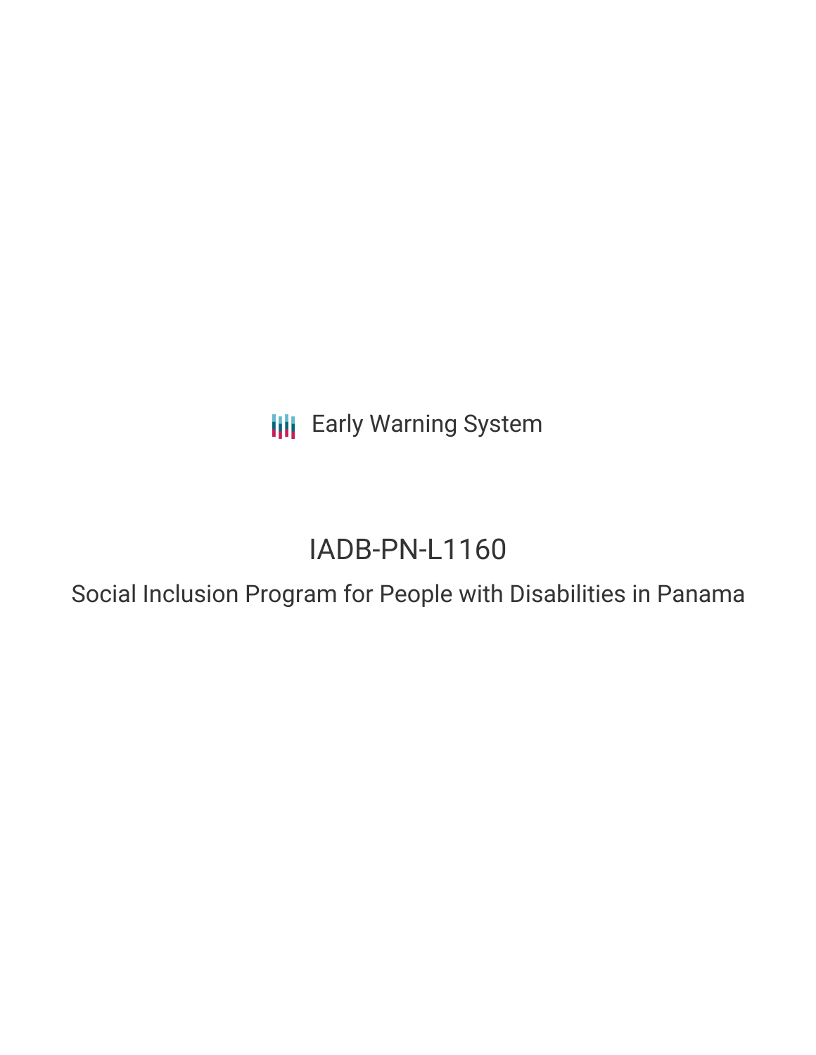Early Warning System

# IADB-PN-L1160

## Social Inclusion Program for People with Disabilities in Panama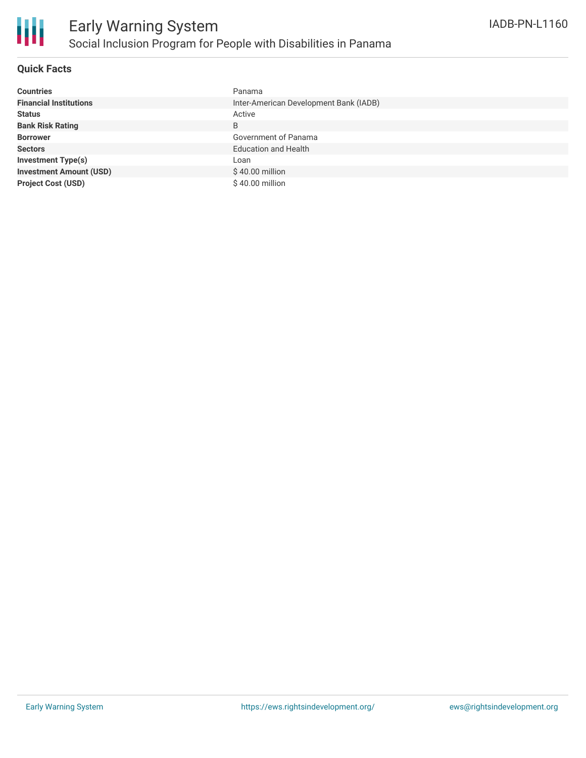# Early Warning System

## Social Inclusion Program for People with Disabilities in Panama

IADB-PN-L1160

### Quick Facts

| | |
|---|---|
| **Countries** | Panama |
| **Financial Institutions** | Inter-American Development Bank (IADB) |
| **Status** | Active |
| **Bank Risk Rating** | B |
| **Borrower** | Government of Panama |
| **Sectors** | Education and Health |
| **Investment Type(s)** | Loan |
| **Investment Amount (USD)** | $ 40.00 million |
| **Project Cost (USD)** | $ 40.00 million |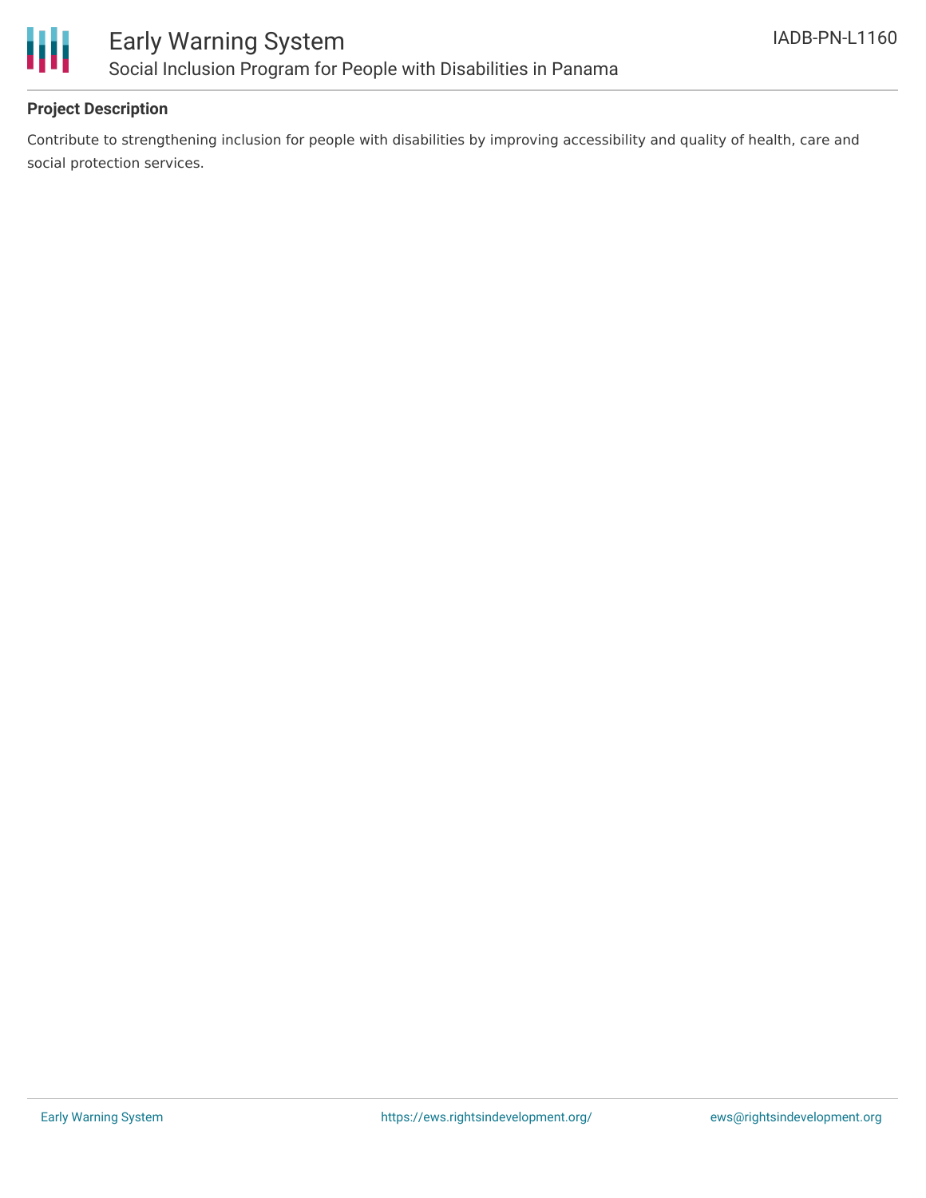## Project Description

Contribute to strengthening inclusion for people with disabilities by improving accessibility and quality of health, care and social protection services.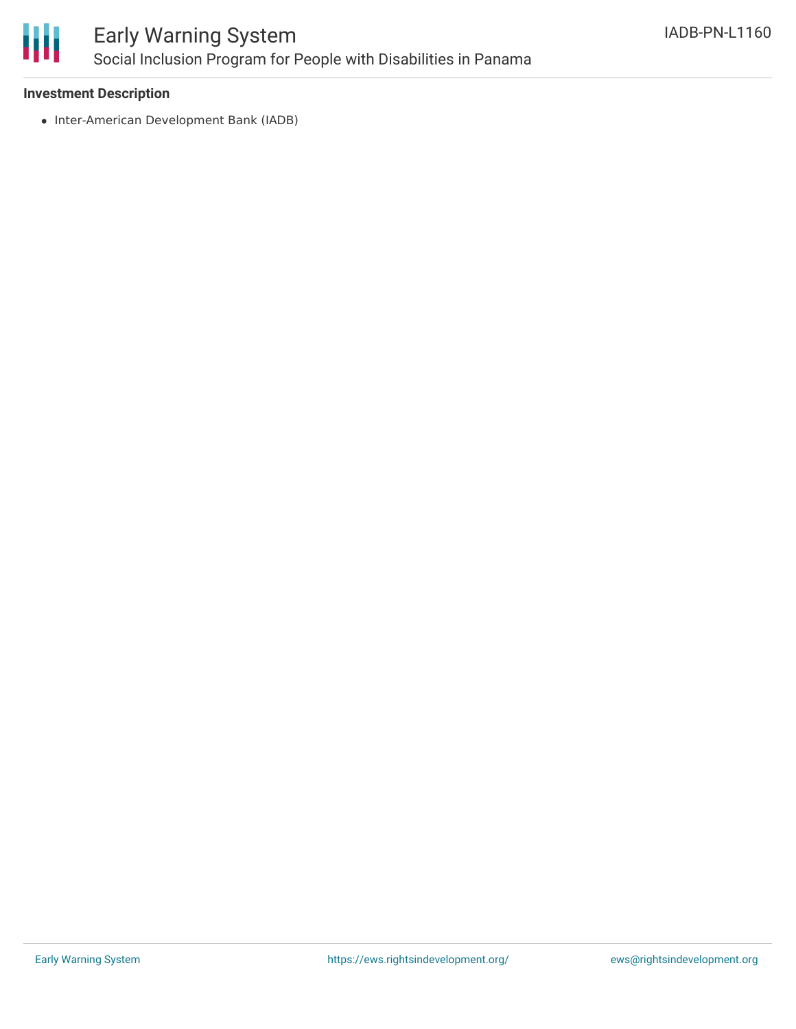**Investment Description**

- Inter-American Development Bank (IADB)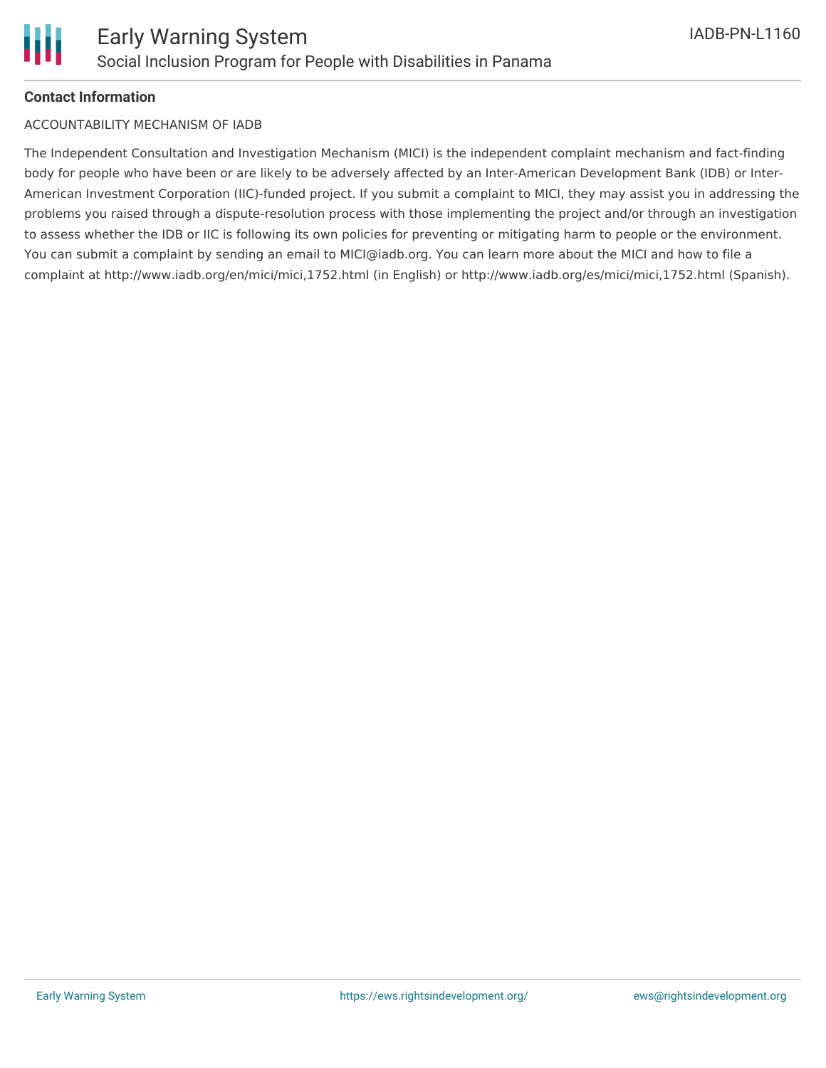**Contact Information**

ACCOUNTABILITY MECHANISM OF IADB

The Independent Consultation and Investigation Mechanism (MICI) is the independent complaint mechanism and fact-finding body for people who have been or are likely to be adversely affected by an Inter-American Development Bank (IDB) or Inter-American Investment Corporation (IIC)-funded project. If you submit a complaint to MICI, they may assist you in addressing the problems you raised through a dispute-resolution process with those implementing the project and/or through an investigation to assess whether the IDB or IIC is following its own policies for preventing or mitigating harm to people or the environment. You can submit a complaint by sending an email to MICI@iadb.org. You can learn more about the MICI and how to file a complaint at http://www.iadb.org/en/mici/mici,1752.html (in English) or http://www.iadb.org/es/mici/mici,1752.html (Spanish).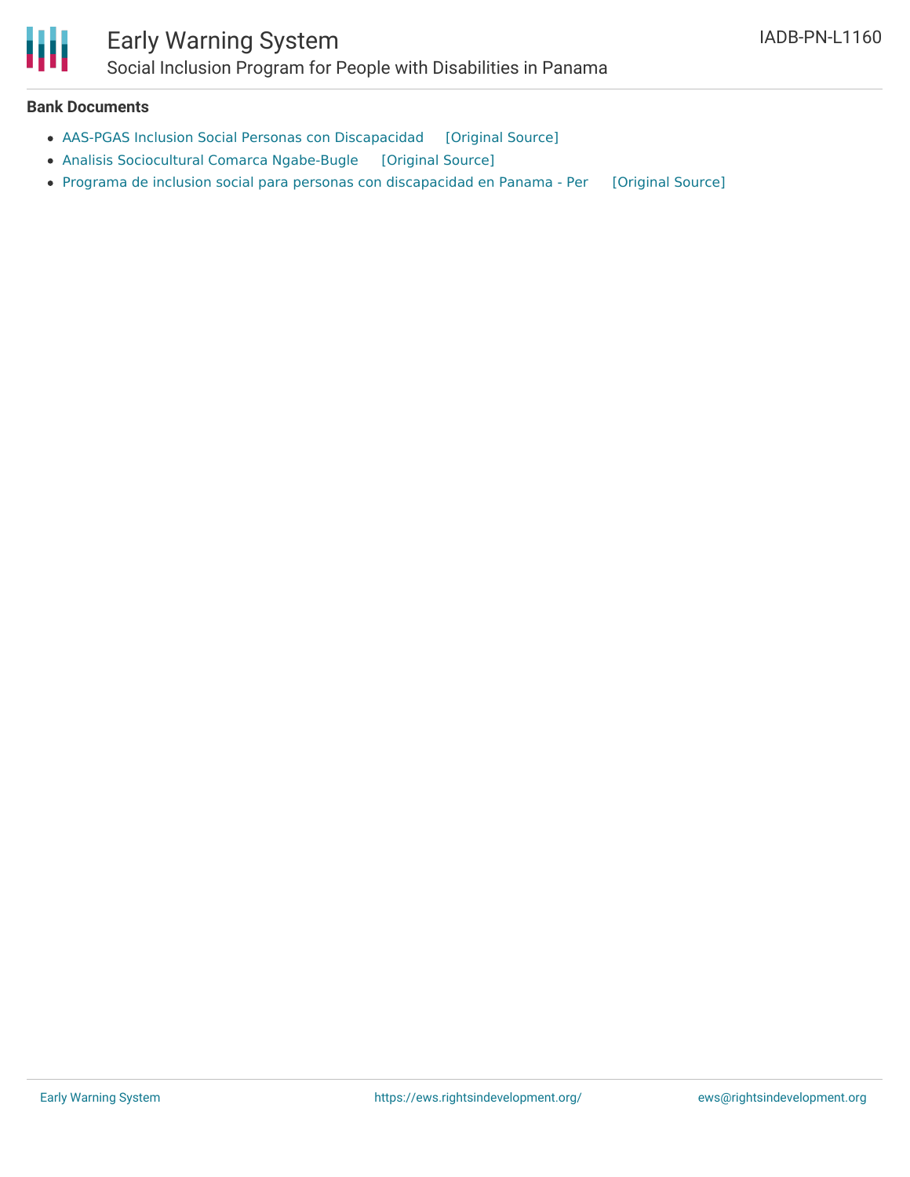### Bank Documents

- AAS-PGAS Inclusion Social Personas con Discapacidad [Original Source]
- Analisis Sociocultural Comarca Ngabe-Bugle [Original Source]
- Programa de inclusion social para personas con discapacidad en Panama - Per [Original Source]